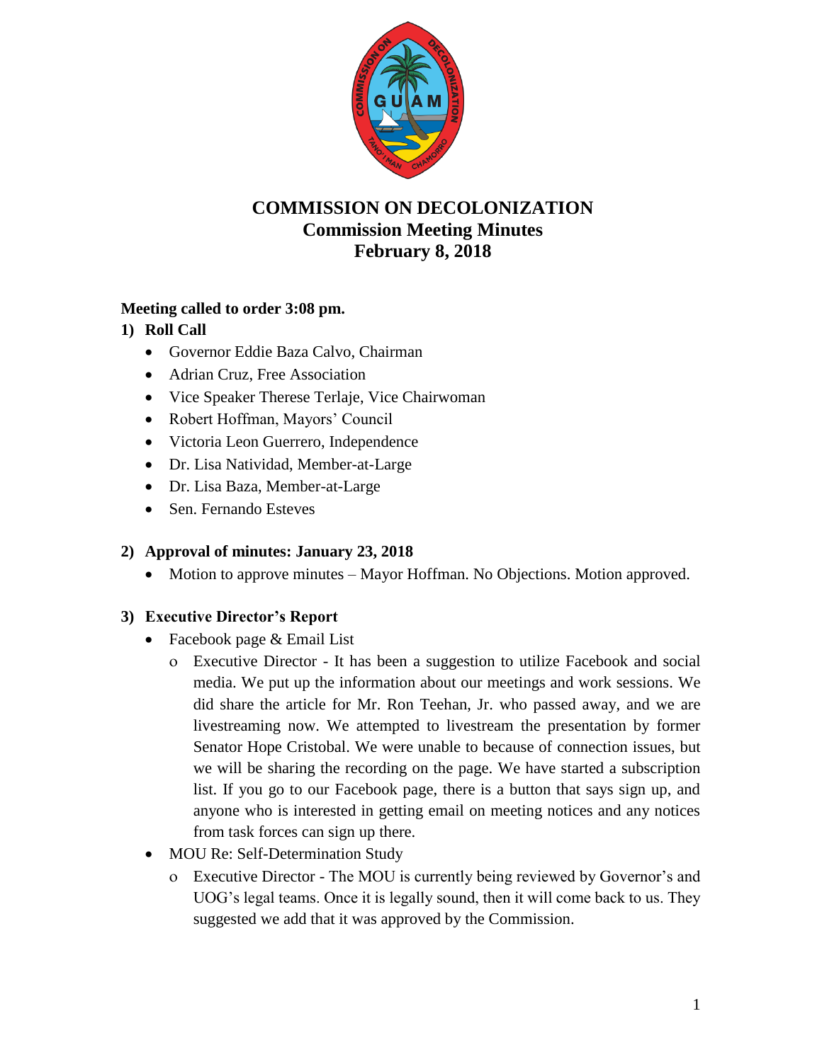# COMMISSION ON DECOLONIZATION
## Commission Meeting Minutes
## February 8, 2018

**Meeting called to order 3:08 pm.**

**1) Roll Call**

- Governor Eddie Baza Calvo, Chairman
- Adrian Cruz, Free Association
- Vice Speaker Therese Terlaje, Vice Chairwoman
- Robert Hoffman, Mayors' Council
- Victoria Leon Guerrero, Independence
- Dr. Lisa Natividad, Member-at-Large
- Dr. Lisa Baza, Member-at-Large
- Sen. Fernando Esteves

**2) Approval of minutes: January 23, 2018**

- Motion to approve minutes – Mayor Hoffman. No Objections. Motion approved.

**3) Executive Director's Report**

- Facebook page & Email List
  - Executive Director - It has been a suggestion to utilize Facebook and social media. We put up the information about our meetings and work sessions. We did share the article for Mr. Ron Teehan, Jr. who passed away, and we are livestreaming now. We attempted to livestream the presentation by former Senator Hope Cristobal. We were unable to because of connection issues, but we will be sharing the recording on the page. We have started a subscription list. If you go to our Facebook page, there is a button that says sign up, and anyone who is interested in getting email on meeting notices and any notices from task forces can sign up there.
- MOU Re: Self-Determination Study
  - Executive Director - The MOU is currently being reviewed by Governor's and UOG's legal teams. Once it is legally sound, then it will come back to us. They suggested we add that it was approved by the Commission.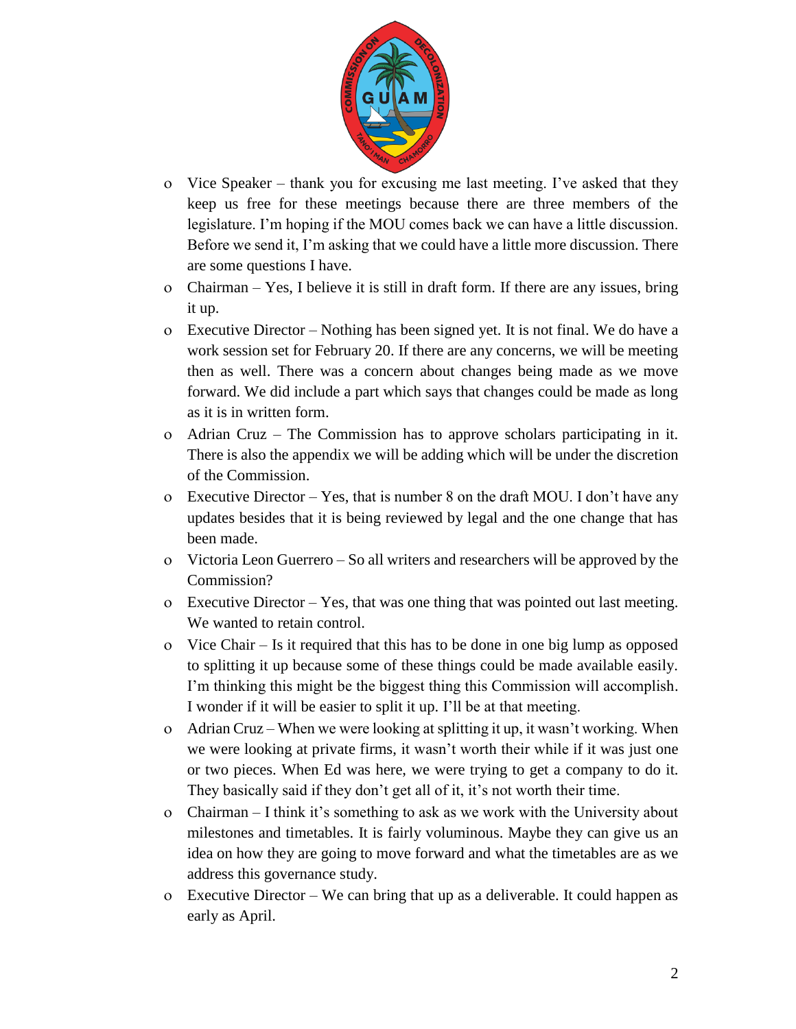- Vice Speaker – thank you for excusing me last meeting. I've asked that they keep us free for these meetings because there are three members of the legislature. I'm hoping if the MOU comes back we can have a little discussion. Before we send it, I'm asking that we could have a little more discussion. There are some questions I have.
- Chairman – Yes, I believe it is still in draft form. If there are any issues, bring it up.
- Executive Director – Nothing has been signed yet. It is not final. We do have a work session set for February 20. If there are any concerns, we will be meeting then as well. There was a concern about changes being made as we move forward. We did include a part which says that changes could be made as long as it is in written form.
- Adrian Cruz – The Commission has to approve scholars participating in it. There is also the appendix we will be adding which will be under the discretion of the Commission.
- Executive Director – Yes, that is number 8 on the draft MOU. I don't have any updates besides that it is being reviewed by legal and the one change that has been made.
- Victoria Leon Guerrero – So all writers and researchers will be approved by the Commission?
- Executive Director – Yes, that was one thing that was pointed out last meeting. We wanted to retain control.
- Vice Chair – Is it required that this has to be done in one big lump as opposed to splitting it up because some of these things could be made available easily. I'm thinking this might be the biggest thing this Commission will accomplish. I wonder if it will be easier to split it up. I'll be at that meeting.
- Adrian Cruz – When we were looking at splitting it up, it wasn't working. When we were looking at private firms, it wasn't worth their while if it was just one or two pieces. When Ed was here, we were trying to get a company to do it. They basically said if they don't get all of it, it's not worth their time.
- Chairman – I think it's something to ask as we work with the University about milestones and timetables. It is fairly voluminous. Maybe they can give us an idea on how they are going to move forward and what the timetables are as we address this governance study.
- Executive Director – We can bring that up as a deliverable. It could happen as early as April.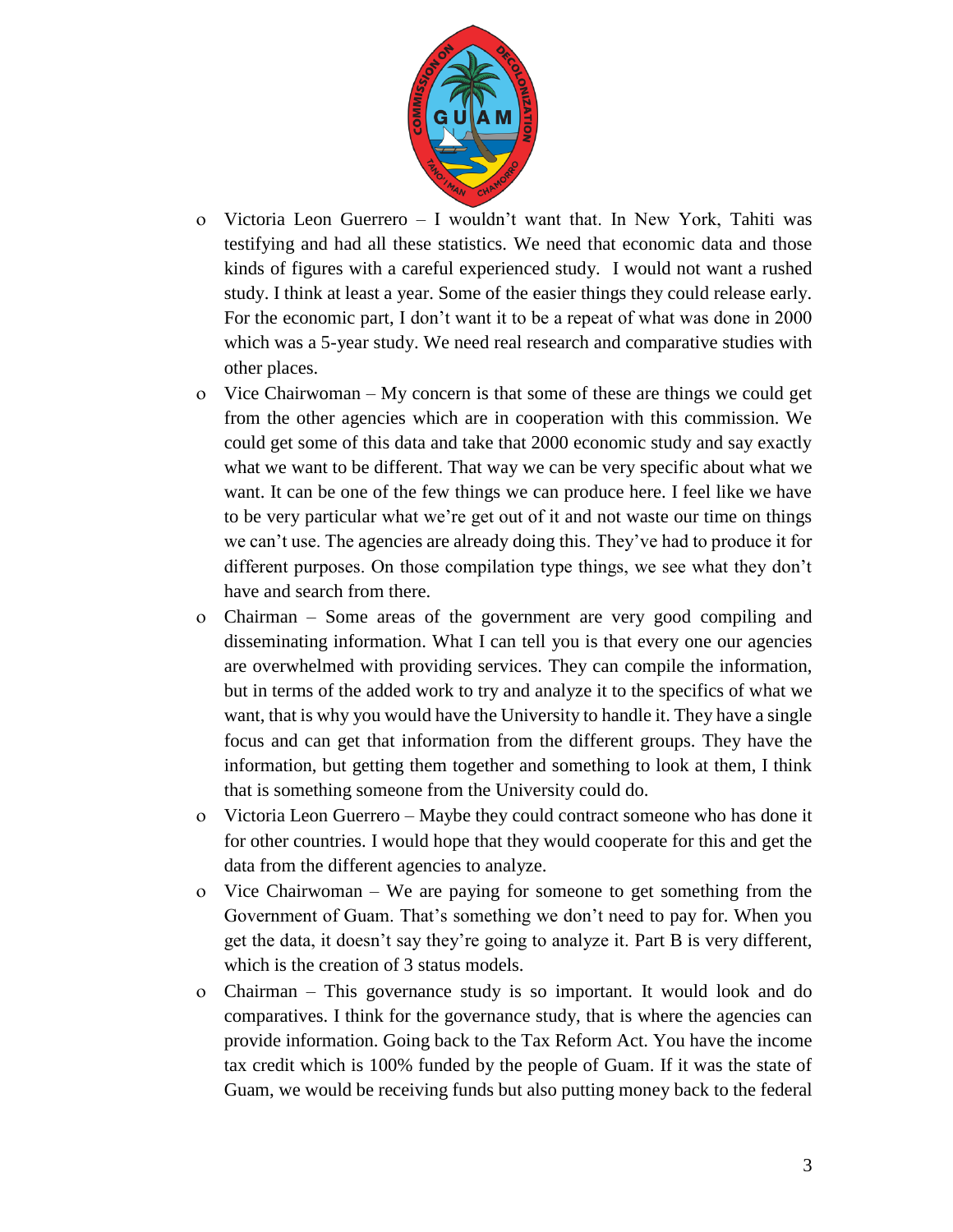- Victoria Leon Guerrero – I wouldn't want that. In New York, Tahiti was testifying and had all these statistics. We need that economic data and those kinds of figures with a careful experienced study. I would not want a rushed study. I think at least a year. Some of the easier things they could release early. For the economic part, I don't want it to be a repeat of what was done in 2000 which was a 5-year study. We need real research and comparative studies with other places.
- Vice Chairwoman – My concern is that some of these are things we could get from the other agencies which are in cooperation with this commission. We could get some of this data and take that 2000 economic study and say exactly what we want to be different. That way we can be very specific about what we want. It can be one of the few things we can produce here. I feel like we have to be very particular what we're get out of it and not waste our time on things we can't use. The agencies are already doing this. They've had to produce it for different purposes. On those compilation type things, we see what they don't have and search from there.
- Chairman – Some areas of the government are very good compiling and disseminating information. What I can tell you is that every one our agencies are overwhelmed with providing services. They can compile the information, but in terms of the added work to try and analyze it to the specifics of what we want, that is why you would have the University to handle it. They have a single focus and can get that information from the different groups. They have the information, but getting them together and something to look at them, I think that is something someone from the University could do.
- Victoria Leon Guerrero – Maybe they could contract someone who has done it for other countries. I would hope that they would cooperate for this and get the data from the different agencies to analyze.
- Vice Chairwoman – We are paying for someone to get something from the Government of Guam. That's something we don't need to pay for. When you get the data, it doesn't say they're going to analyze it. Part B is very different, which is the creation of 3 status models.
- Chairman – This governance study is so important. It would look and do comparatives. I think for the governance study, that is where the agencies can provide information. Going back to the Tax Reform Act. You have the income tax credit which is 100% funded by the people of Guam. If it was the state of Guam, we would be receiving funds but also putting money back to the federal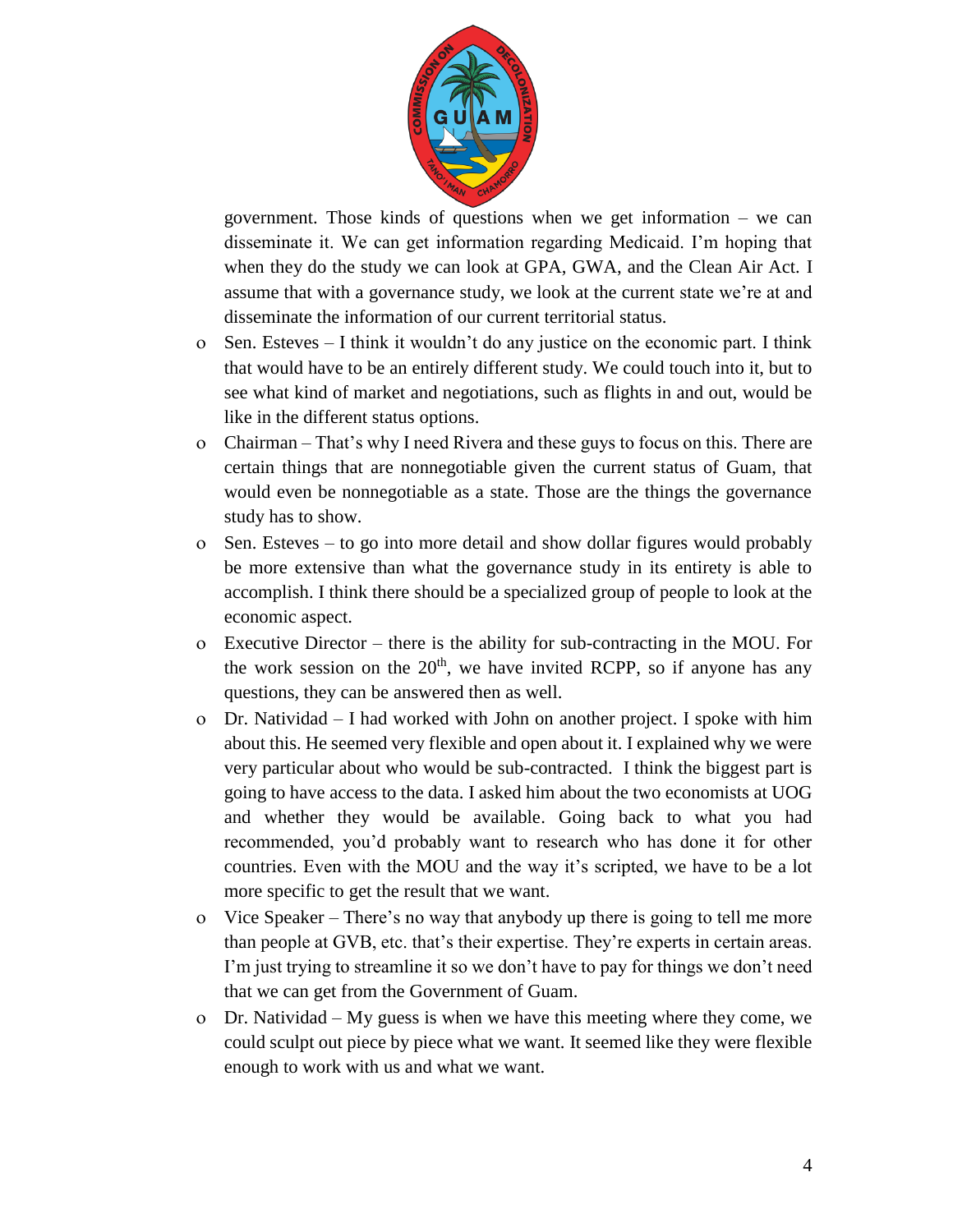government. Those kinds of questions when we get information – we can disseminate it. We can get information regarding Medicaid. I'm hoping that when they do the study we can look at GPA, GWA, and the Clean Air Act. I assume that with a governance study, we look at the current state we're at and disseminate the information of our current territorial status.

- Sen. Esteves – I think it wouldn't do any justice on the economic part. I think that would have to be an entirely different study. We could touch into it, but to see what kind of market and negotiations, such as flights in and out, would be like in the different status options.
- Chairman – That's why I need Rivera and these guys to focus on this. There are certain things that are nonnegotiable given the current status of Guam, that would even be nonnegotiable as a state. Those are the things the governance study has to show.
- Sen. Esteves – to go into more detail and show dollar figures would probably be more extensive than what the governance study in its entirety is able to accomplish. I think there should be a specialized group of people to look at the economic aspect.
- Executive Director – there is the ability for sub-contracting in the MOU. For the work session on the 20th, we have invited RCPP, so if anyone has any questions, they can be answered then as well.
- Dr. Natividad – I had worked with John on another project. I spoke with him about this. He seemed very flexible and open about it. I explained why we were very particular about who would be sub-contracted. I think the biggest part is going to have access to the data. I asked him about the two economists at UOG and whether they would be available. Going back to what you had recommended, you'd probably want to research who has done it for other countries. Even with the MOU and the way it's scripted, we have to be a lot more specific to get the result that we want.
- Vice Speaker – There's no way that anybody up there is going to tell me more than people at GVB, etc. that's their expertise. They're experts in certain areas. I'm just trying to streamline it so we don't have to pay for things we don't need that we can get from the Government of Guam.
- Dr. Natividad – My guess is when we have this meeting where they come, we could sculpt out piece by piece what we want. It seemed like they were flexible enough to work with us and what we want.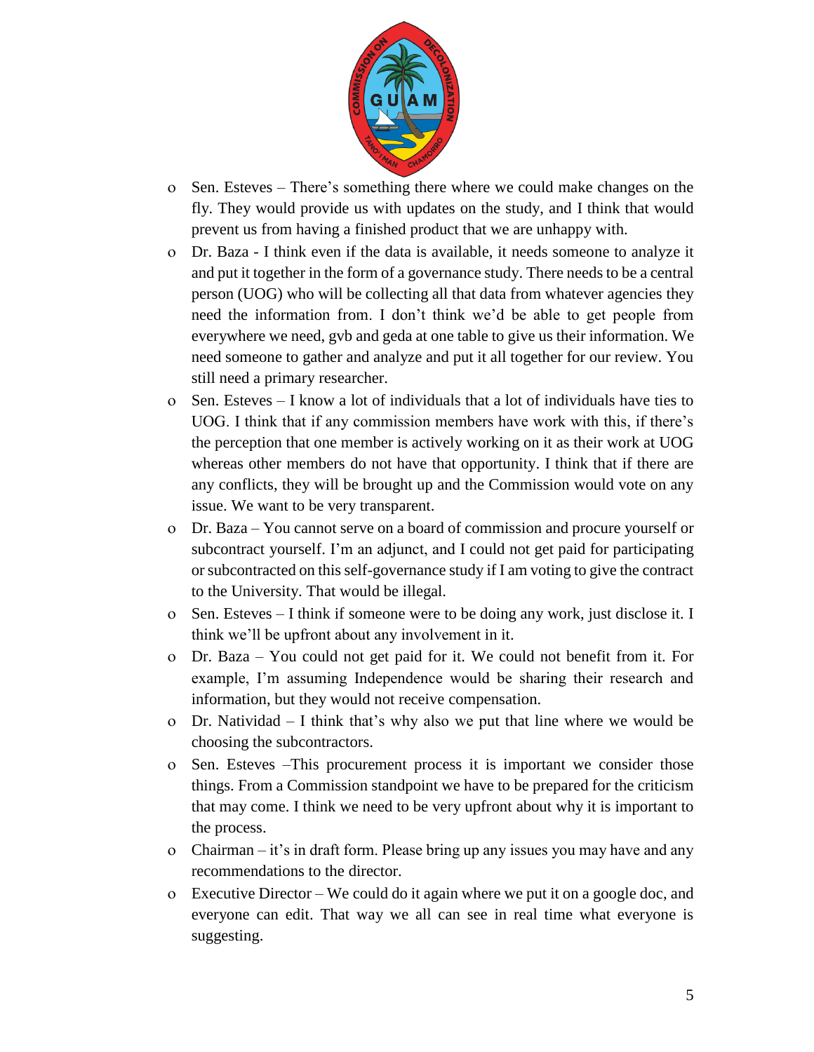- Sen. Esteves – There's something there where we could make changes on the fly. They would provide us with updates on the study, and I think that would prevent us from having a finished product that we are unhappy with.
- Dr. Baza - I think even if the data is available, it needs someone to analyze it and put it together in the form of a governance study. There needs to be a central person (UOG) who will be collecting all that data from whatever agencies they need the information from. I don't think we'd be able to get people from everywhere we need, gvb and geda at one table to give us their information. We need someone to gather and analyze and put it all together for our review. You still need a primary researcher.
- Sen. Esteves – I know a lot of individuals that a lot of individuals have ties to UOG. I think that if any commission members have work with this, if there's the perception that one member is actively working on it as their work at UOG whereas other members do not have that opportunity. I think that if there are any conflicts, they will be brought up and the Commission would vote on any issue. We want to be very transparent.
- Dr. Baza – You cannot serve on a board of commission and procure yourself or subcontract yourself. I'm an adjunct, and I could not get paid for participating or subcontracted on this self-governance study if I am voting to give the contract to the University. That would be illegal.
- Sen. Esteves – I think if someone were to be doing any work, just disclose it. I think we'll be upfront about any involvement in it.
- Dr. Baza – You could not get paid for it. We could not benefit from it. For example, I'm assuming Independence would be sharing their research and information, but they would not receive compensation.
- Dr. Natividad – I think that's why also we put that line where we would be choosing the subcontractors.
- Sen. Esteves –This procurement process it is important we consider those things. From a Commission standpoint we have to be prepared for the criticism that may come. I think we need to be very upfront about why it is important to the process.
- Chairman – it's in draft form. Please bring up any issues you may have and any recommendations to the director.
- Executive Director – We could do it again where we put it on a google doc, and everyone can edit. That way we all can see in real time what everyone is suggesting.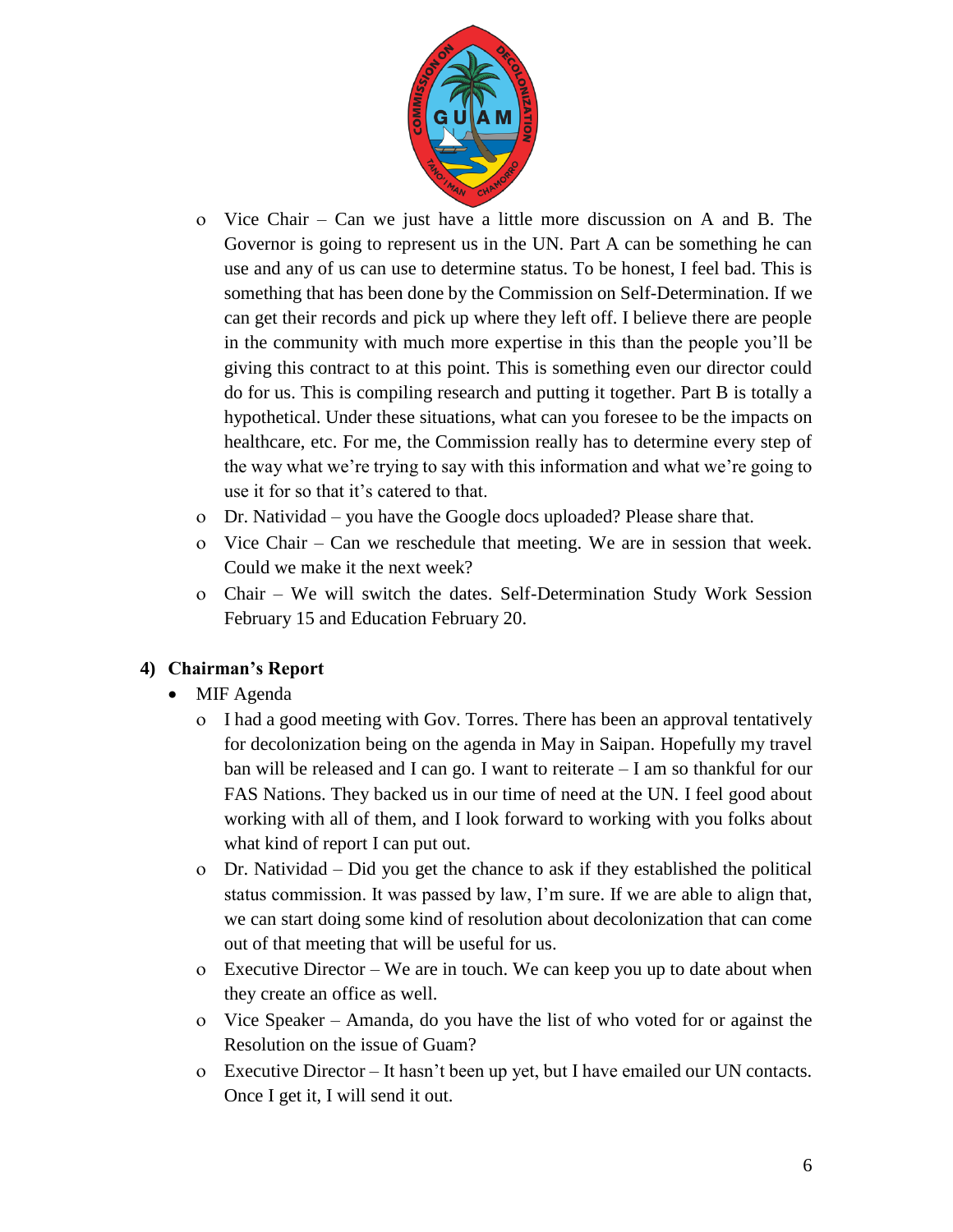- Vice Chair – Can we just have a little more discussion on A and B. The Governor is going to represent us in the UN. Part A can be something he can use and any of us can use to determine status. To be honest, I feel bad. This is something that has been done by the Commission on Self-Determination. If we can get their records and pick up where they left off. I believe there are people in the community with much more expertise in this than the people you'll be giving this contract to at this point. This is something even our director could do for us. This is compiling research and putting it together. Part B is totally a hypothetical. Under these situations, what can you foresee to be the impacts on healthcare, etc. For me, the Commission really has to determine every step of the way what we're trying to say with this information and what we're going to use it for so that it's catered to that.
- Dr. Natividad – you have the Google docs uploaded? Please share that.
- Vice Chair – Can we reschedule that meeting. We are in session that week. Could we make it the next week?
- Chair – We will switch the dates. Self-Determination Study Work Session February 15 and Education February 20.

## 4) Chairman's Report

- MIF Agenda
  - I had a good meeting with Gov. Torres. There has been an approval tentatively for decolonization being on the agenda in May in Saipan. Hopefully my travel ban will be released and I can go. I want to reiterate – I am so thankful for our FAS Nations. They backed us in our time of need at the UN. I feel good about working with all of them, and I look forward to working with you folks about what kind of report I can put out.
  - Dr. Natividad – Did you get the chance to ask if they established the political status commission. It was passed by law, I'm sure. If we are able to align that, we can start doing some kind of resolution about decolonization that can come out of that meeting that will be useful for us.
  - Executive Director – We are in touch. We can keep you up to date about when they create an office as well.
  - Vice Speaker – Amanda, do you have the list of who voted for or against the Resolution on the issue of Guam?
  - Executive Director – It hasn't been up yet, but I have emailed our UN contacts. Once I get it, I will send it out.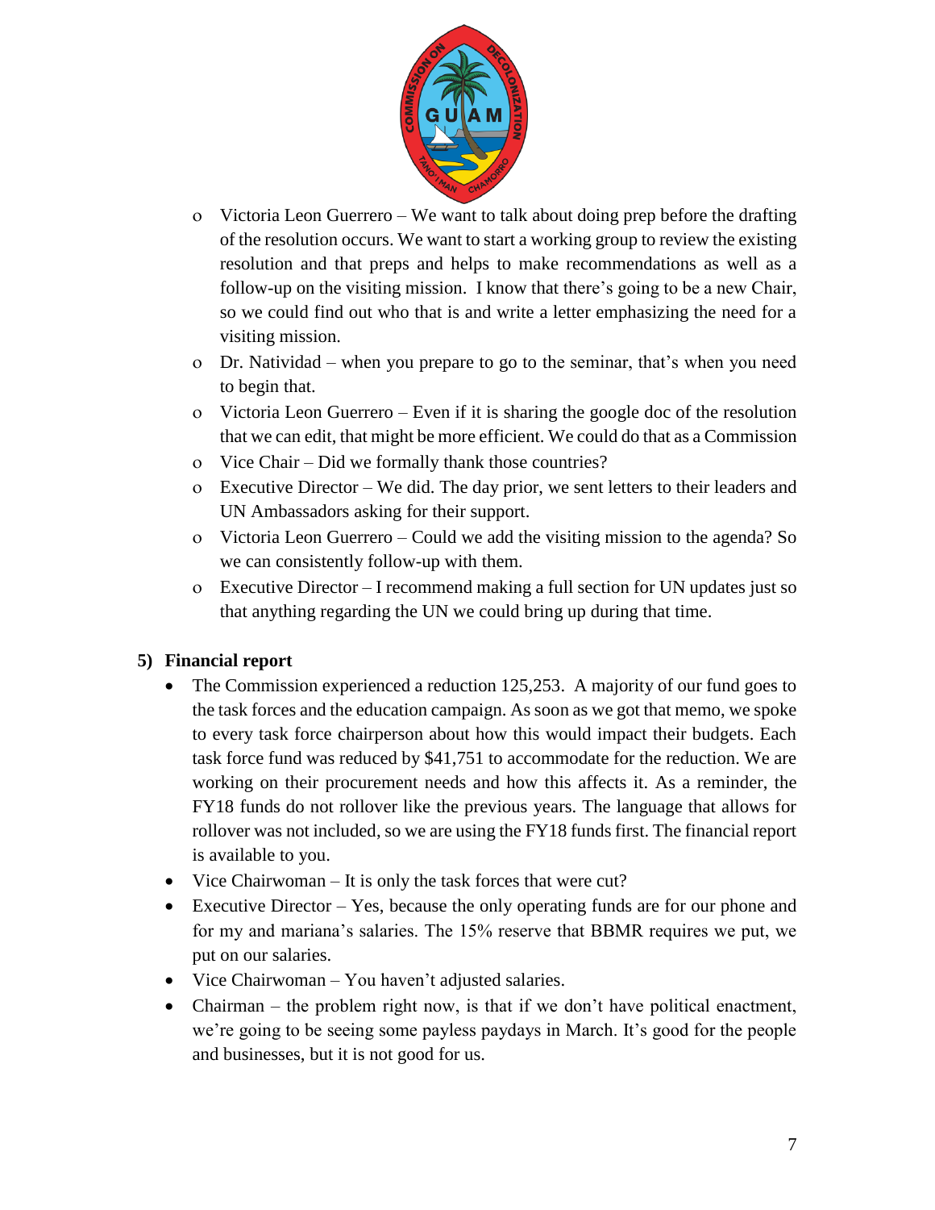- Victoria Leon Guerrero – We want to talk about doing prep before the drafting of the resolution occurs. We want to start a working group to review the existing resolution and that preps and helps to make recommendations as well as a follow-up on the visiting mission. I know that there's going to be a new Chair, so we could find out who that is and write a letter emphasizing the need for a visiting mission.
- Dr. Natividad – when you prepare to go to the seminar, that's when you need to begin that.
- Victoria Leon Guerrero – Even if it is sharing the google doc of the resolution that we can edit, that might be more efficient. We could do that as a Commission
- Vice Chair – Did we formally thank those countries?
- Executive Director – We did. The day prior, we sent letters to their leaders and UN Ambassadors asking for their support.
- Victoria Leon Guerrero – Could we add the visiting mission to the agenda? So we can consistently follow-up with them.
- Executive Director – I recommend making a full section for UN updates just so that anything regarding the UN we could bring up during that time.

**5) Financial report**

- The Commission experienced a reduction 125,253. A majority of our fund goes to the task forces and the education campaign. As soon as we got that memo, we spoke to every task force chairperson about how this would impact their budgets. Each task force fund was reduced by $41,751 to accommodate for the reduction. We are working on their procurement needs and how this affects it. As a reminder, the FY18 funds do not rollover like the previous years. The language that allows for rollover was not included, so we are using the FY18 funds first. The financial report is available to you.
- Vice Chairwoman – It is only the task forces that were cut?
- Executive Director – Yes, because the only operating funds are for our phone and for my and mariana's salaries. The 15% reserve that BBMR requires we put, we put on our salaries.
- Vice Chairwoman – You haven't adjusted salaries.
- Chairman – the problem right now, is that if we don't have political enactment, we're going to be seeing some payless paydays in March. It's good for the people and businesses, but it is not good for us.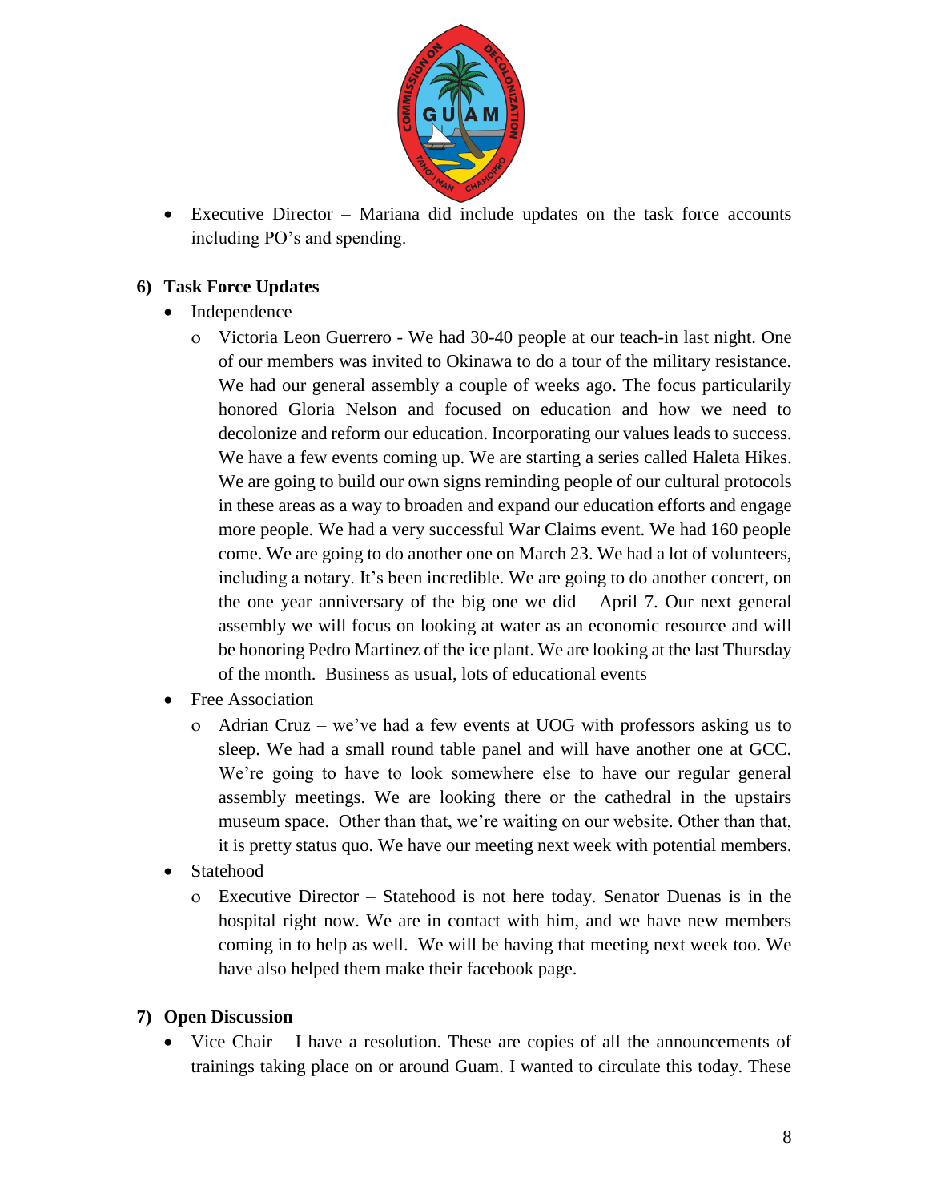- Executive Director – Mariana did include updates on the task force accounts including PO's and spending.

**6) Task Force Updates**

- Independence –
  - Victoria Leon Guerrero - We had 30-40 people at our teach-in last night. One of our members was invited to Okinawa to do a tour of the military resistance. We had our general assembly a couple of weeks ago. The focus particularily honored Gloria Nelson and focused on education and how we need to decolonize and reform our education. Incorporating our values leads to success. We have a few events coming up. We are starting a series called Haleta Hikes. We are going to build our own signs reminding people of our cultural protocols in these areas as a way to broaden and expand our education efforts and engage more people. We had a very successful War Claims event. We had 160 people come. We are going to do another one on March 23. We had a lot of volunteers, including a notary. It's been incredible. We are going to do another concert, on the one year anniversary of the big one we did – April 7. Our next general assembly we will focus on looking at water as an economic resource and will be honoring Pedro Martinez of the ice plant. We are looking at the last Thursday of the month. Business as usual, lots of educational events
- Free Association
  - Adrian Cruz – we've had a few events at UOG with professors asking us to sleep. We had a small round table panel and will have another one at GCC. We're going to have to look somewhere else to have our regular general assembly meetings. We are looking there or the cathedral in the upstairs museum space. Other than that, we're waiting on our website. Other than that, it is pretty status quo. We have our meeting next week with potential members.
- Statehood
  - Executive Director – Statehood is not here today. Senator Duenas is in the hospital right now. We are in contact with him, and we have new members coming in to help as well. We will be having that meeting next week too. We have also helped them make their facebook page.

**7) Open Discussion**

- Vice Chair – I have a resolution. These are copies of all the announcements of trainings taking place on or around Guam. I wanted to circulate this today. These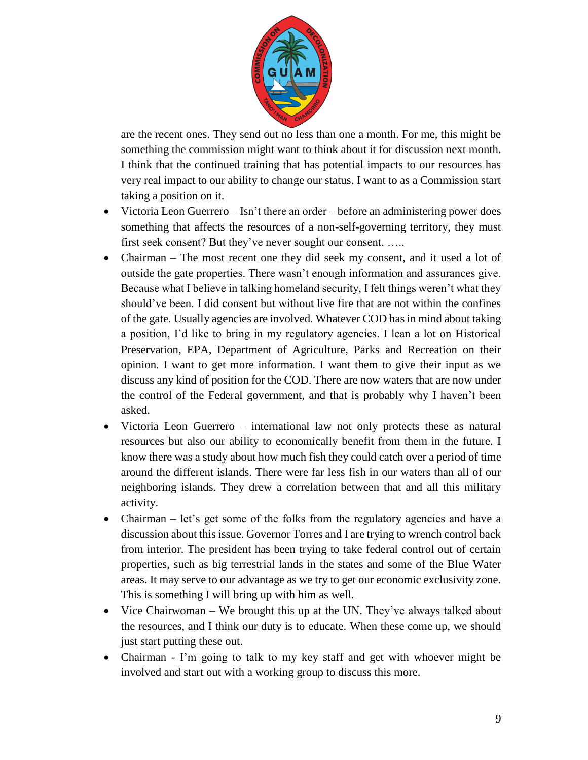are the recent ones. They send out no less than one a month. For me, this might be something the commission might want to think about it for discussion next month. I think that the continued training that has potential impacts to our resources has very real impact to our ability to change our status. I want to as a Commission start taking a position on it.

- Victoria Leon Guerrero – Isn't there an order – before an administering power does something that affects the resources of a non-self-governing territory, they must first seek consent? But they've never sought our consent. …..
- Chairman – The most recent one they did seek my consent, and it used a lot of outside the gate properties. There wasn't enough information and assurances give. Because what I believe in talking homeland security, I felt things weren't what they should've been. I did consent but without live fire that are not within the confines of the gate. Usually agencies are involved. Whatever COD has in mind about taking a position, I'd like to bring in my regulatory agencies. I lean a lot on Historical Preservation, EPA, Department of Agriculture, Parks and Recreation on their opinion. I want to get more information. I want them to give their input as we discuss any kind of position for the COD. There are now waters that are now under the control of the Federal government, and that is probably why I haven't been asked.
- Victoria Leon Guerrero – international law not only protects these as natural resources but also our ability to economically benefit from them in the future. I know there was a study about how much fish they could catch over a period of time around the different islands. There were far less fish in our waters than all of our neighboring islands. They drew a correlation between that and all this military activity.
- Chairman – let's get some of the folks from the regulatory agencies and have a discussion about this issue. Governor Torres and I are trying to wrench control back from interior. The president has been trying to take federal control out of certain properties, such as big terrestrial lands in the states and some of the Blue Water areas. It may serve to our advantage as we try to get our economic exclusivity zone. This is something I will bring up with him as well.
- Vice Chairwoman – We brought this up at the UN. They've always talked about the resources, and I think our duty is to educate. When these come up, we should just start putting these out.
- Chairman - I'm going to talk to my key staff and get with whoever might be involved and start out with a working group to discuss this more.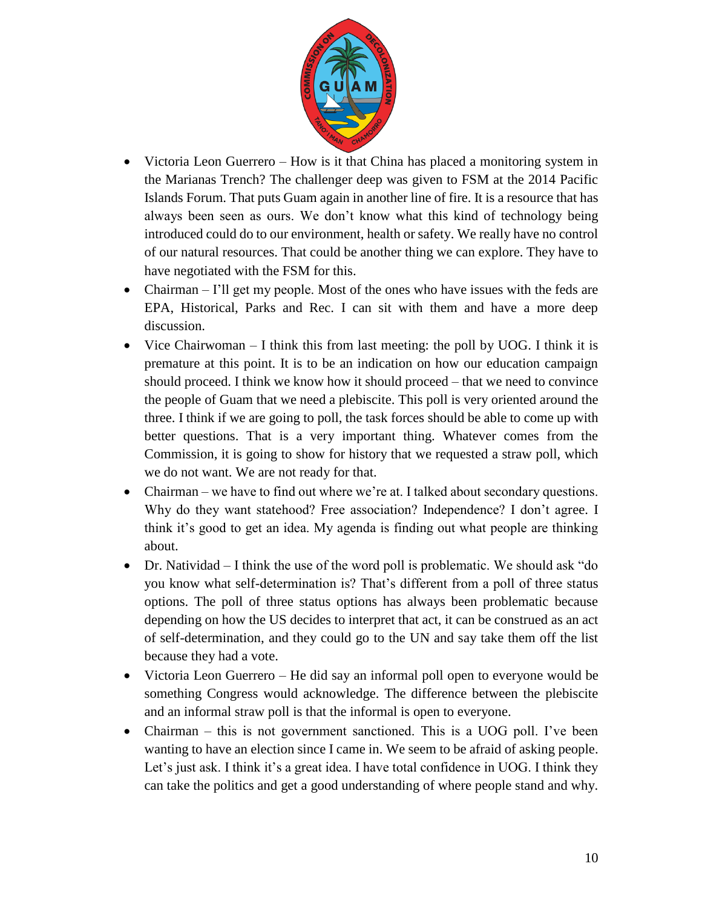- Victoria Leon Guerrero – How is it that China has placed a monitoring system in the Marianas Trench? The challenger deep was given to FSM at the 2014 Pacific Islands Forum. That puts Guam again in another line of fire. It is a resource that has always been seen as ours. We don't know what this kind of technology being introduced could do to our environment, health or safety. We really have no control of our natural resources. That could be another thing we can explore. They have to have negotiated with the FSM for this.
- Chairman – I'll get my people. Most of the ones who have issues with the feds are EPA, Historical, Parks and Rec. I can sit with them and have a more deep discussion.
- Vice Chairwoman – I think this from last meeting: the poll by UOG. I think it is premature at this point. It is to be an indication on how our education campaign should proceed. I think we know how it should proceed – that we need to convince the people of Guam that we need a plebiscite. This poll is very oriented around the three. I think if we are going to poll, the task forces should be able to come up with better questions. That is a very important thing. Whatever comes from the Commission, it is going to show for history that we requested a straw poll, which we do not want. We are not ready for that.
- Chairman – we have to find out where we're at. I talked about secondary questions. Why do they want statehood? Free association? Independence? I don't agree. I think it's good to get an idea. My agenda is finding out what people are thinking about.
- Dr. Natividad – I think the use of the word poll is problematic. We should ask "do you know what self-determination is? That's different from a poll of three status options. The poll of three status options has always been problematic because depending on how the US decides to interpret that act, it can be construed as an act of self-determination, and they could go to the UN and say take them off the list because they had a vote.
- Victoria Leon Guerrero – He did say an informal poll open to everyone would be something Congress would acknowledge. The difference between the plebiscite and an informal straw poll is that the informal is open to everyone.
- Chairman – this is not government sanctioned. This is a UOG poll. I've been wanting to have an election since I came in. We seem to be afraid of asking people. Let's just ask. I think it's a great idea. I have total confidence in UOG. I think they can take the politics and get a good understanding of where people stand and why.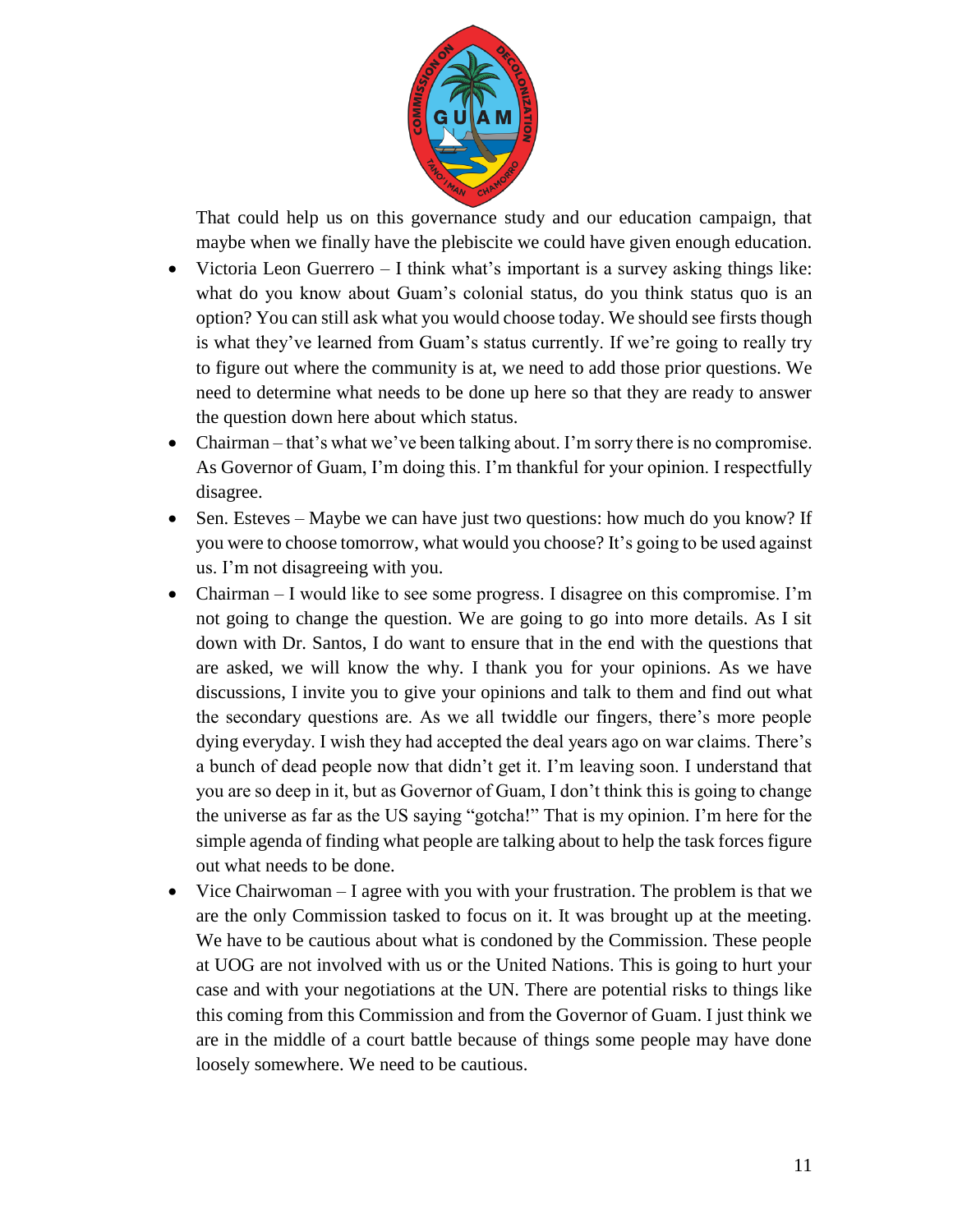That could help us on this governance study and our education campaign, that maybe when we finally have the plebiscite we could have given enough education.

- Victoria Leon Guerrero – I think what's important is a survey asking things like: what do you know about Guam's colonial status, do you think status quo is an option? You can still ask what you would choose today. We should see firsts though is what they've learned from Guam's status currently. If we're going to really try to figure out where the community is at, we need to add those prior questions. We need to determine what needs to be done up here so that they are ready to answer the question down here about which status.
- Chairman – that's what we've been talking about. I'm sorry there is no compromise. As Governor of Guam, I'm doing this. I'm thankful for your opinion. I respectfully disagree.
- Sen. Esteves – Maybe we can have just two questions: how much do you know? If you were to choose tomorrow, what would you choose? It's going to be used against us. I'm not disagreeing with you.
- Chairman – I would like to see some progress. I disagree on this compromise. I'm not going to change the question. We are going to go into more details. As I sit down with Dr. Santos, I do want to ensure that in the end with the questions that are asked, we will know the why. I thank you for your opinions. As we have discussions, I invite you to give your opinions and talk to them and find out what the secondary questions are. As we all twiddle our fingers, there's more people dying everyday. I wish they had accepted the deal years ago on war claims. There's a bunch of dead people now that didn't get it. I'm leaving soon. I understand that you are so deep in it, but as Governor of Guam, I don't think this is going to change the universe as far as the US saying "gotcha!" That is my opinion. I'm here for the simple agenda of finding what people are talking about to help the task forces figure out what needs to be done.
- Vice Chairwoman – I agree with you with your frustration. The problem is that we are the only Commission tasked to focus on it. It was brought up at the meeting. We have to be cautious about what is condoned by the Commission. These people at UOG are not involved with us or the United Nations. This is going to hurt your case and with your negotiations at the UN. There are potential risks to things like this coming from this Commission and from the Governor of Guam. I just think we are in the middle of a court battle because of things some people may have done loosely somewhere. We need to be cautious.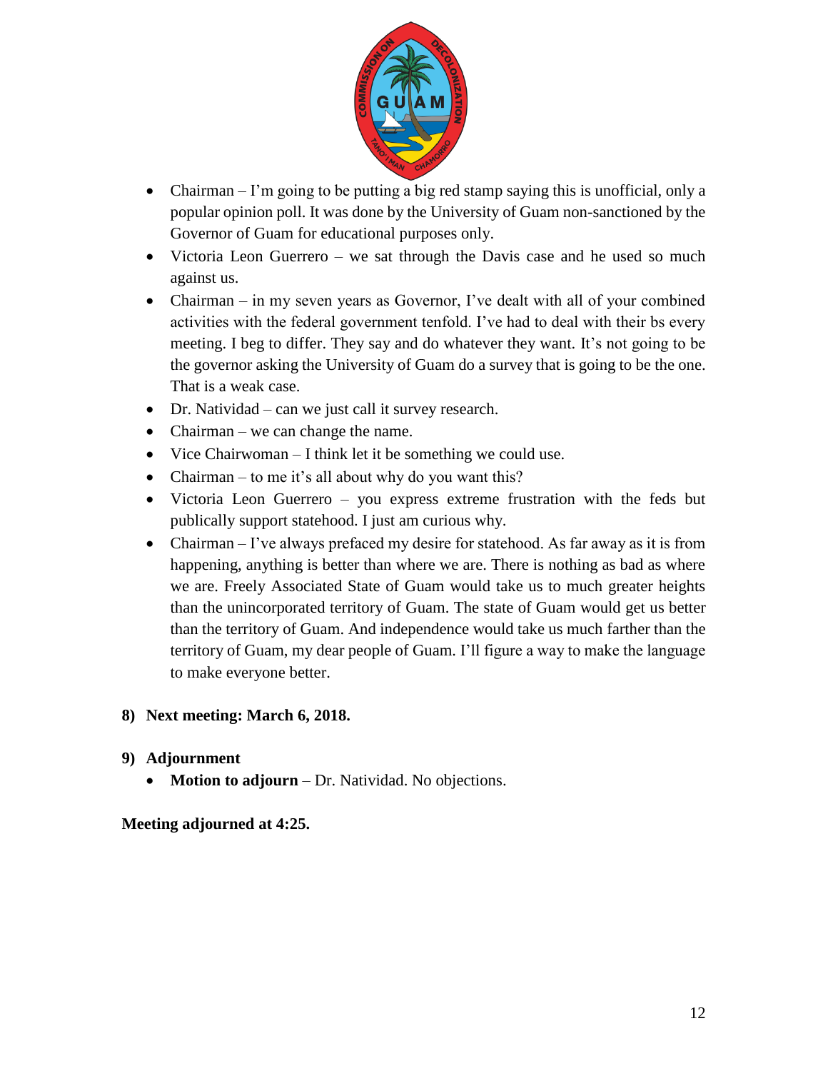- Chairman – I'm going to be putting a big red stamp saying this is unofficial, only a popular opinion poll. It was done by the University of Guam non-sanctioned by the Governor of Guam for educational purposes only.
- Victoria Leon Guerrero – we sat through the Davis case and he used so much against us.
- Chairman – in my seven years as Governor, I've dealt with all of your combined activities with the federal government tenfold. I've had to deal with their bs every meeting. I beg to differ. They say and do whatever they want. It's not going to be the governor asking the University of Guam do a survey that is going to be the one. That is a weak case.
- Dr. Natividad – can we just call it survey research.
- Chairman – we can change the name.
- Vice Chairwoman – I think let it be something we could use.
- Chairman – to me it's all about why do you want this?
- Victoria Leon Guerrero – you express extreme frustration with the feds but publically support statehood. I just am curious why.
- Chairman – I've always prefaced my desire for statehood. As far away as it is from happening, anything is better than where we are. There is nothing as bad as where we are. Freely Associated State of Guam would take us to much greater heights than the unincorporated territory of Guam. The state of Guam would get us better than the territory of Guam. And independence would take us much farther than the territory of Guam, my dear people of Guam. I'll figure a way to make the language to make everyone better.

**8) Next meeting: March 6, 2018.**

**9) Adjournment**

- **Motion to adjourn** – Dr. Natividad. No objections.

**Meeting adjourned at 4:25.**